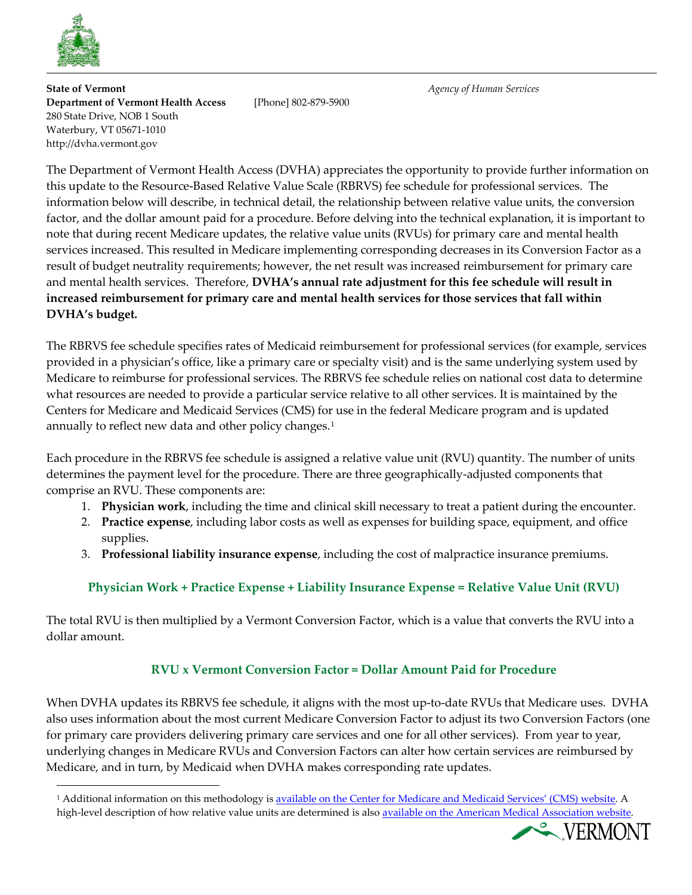**State of Vermont**
**Department of Vermont Health Access** [Phone] 802-879-5900
280 State Drive, NOB 1 South
Waterbury, VT 05671-1010
http://dvha.vermont.gov

*Agency of Human Services*

The Department of Vermont Health Access (DVHA) appreciates the opportunity to provide further information on this update to the Resource-Based Relative Value Scale (RBRVS) fee schedule for professional services. The information below will describe, in technical detail, the relationship between relative value units, the conversion factor, and the dollar amount paid for a procedure. Before delving into the technical explanation, it is important to note that during recent Medicare updates, the relative value units (RVUs) for primary care and mental health services increased. This resulted in Medicare implementing corresponding decreases in its Conversion Factor as a result of budget neutrality requirements; however, the net result was increased reimbursement for primary care and mental health services. Therefore, **DVHA's annual rate adjustment for this fee schedule will result in increased reimbursement for primary care and mental health services for those services that fall within DVHA's budget.**

The RBRVS fee schedule specifies rates of Medicaid reimbursement for professional services (for example, services provided in a physician's office, like a primary care or specialty visit) and is the same underlying system used by Medicare to reimburse for professional services. The RBRVS fee schedule relies on national cost data to determine what resources are needed to provide a particular service relative to all other services. It is maintained by the Centers for Medicare and Medicaid Services (CMS) for use in the federal Medicare program and is updated annually to reflect new data and other policy changes.[1]

Each procedure in the RBRVS fee schedule is assigned a relative value unit (RVU) quantity. The number of units determines the payment level for the procedure. There are three geographically-adjusted components that comprise an RVU. These components are:

1. **Physician work**, including the time and clinical skill necessary to treat a patient during the encounter.
2. **Practice expense**, including labor costs as well as expenses for building space, equipment, and office supplies.
3. **Professional liability insurance expense**, including the cost of malpractice insurance premiums.

**Physician Work + Practice Expense + Liability Insurance Expense = Relative Value Unit (RVU)**

The total RVU is then multiplied by a Vermont Conversion Factor, which is a value that converts the RVU into a dollar amount.

**RVU x Vermont Conversion Factor = Dollar Amount Paid for Procedure**

When DVHA updates its RBRVS fee schedule, it aligns with the most up-to-date RVUs that Medicare uses. DVHA also uses information about the most current Medicare Conversion Factor to adjust its two Conversion Factors (one for primary care providers delivering primary care services and one for all other services). From year to year, underlying changes in Medicare RVUs and Conversion Factors can alter how certain services are reimbursed by Medicare, and in turn, by Medicaid when DVHA makes corresponding rate updates.

[1] Additional information on this methodology is available on the Center for Medicare and Medicaid Services' (CMS) website. A high-level description of how relative value units are determined is also available on the American Medical Association website.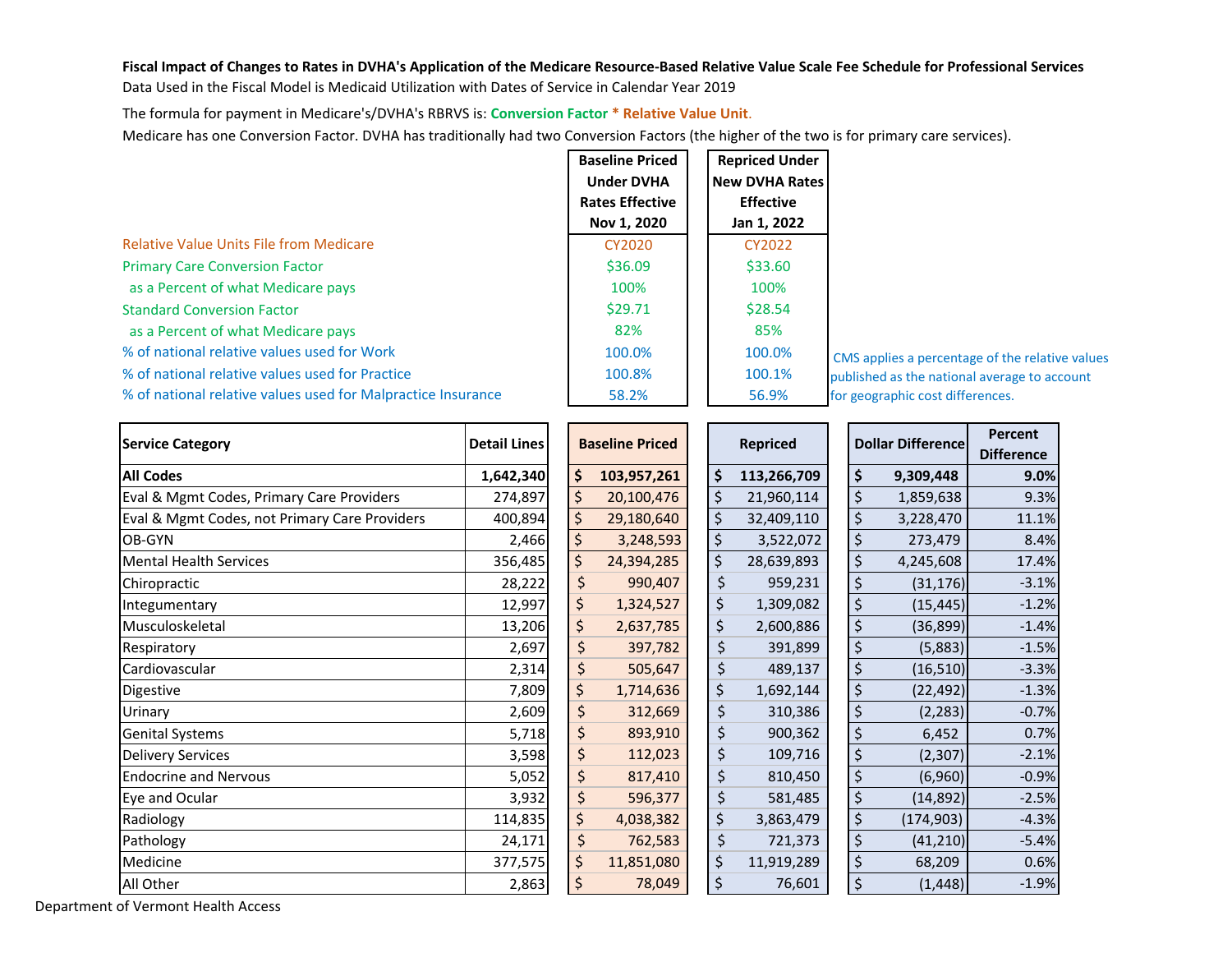**Fiscal Impact of Changes to Rates in DVHA's Application of the Medicare Resource-Based Relative Value Scale Fee Schedule for Professional Services**

Data Used in the Fiscal Model is Medicaid Utilization with Dates of Service in Calendar Year 2019

The formula for payment in Medicare's/DVHA's RBRVS is: Conversion Factor * Relative Value Unit.

Medicare has one Conversion Factor. DVHA has traditionally had two Conversion Factors (the higher of the two is for primary care services).

| | Baseline Priced Under DVHA Rates Effective Nov 1, 2020 | Repriced Under New DVHA Rates Effective Jan 1, 2022 |
|---|---|---|
| Relative Value Units File from Medicare | CY2020 | CY2022 |
| Primary Care Conversion Factor | $36.09 | $33.60 |
| as a Percent of what Medicare pays | 100% | 100% |
| Standard Conversion Factor | $29.71 | $28.54 |
| as a Percent of what Medicare pays | 82% | 85% |
| % of national relative values used for Work | 100.0% | 100.0% |
| % of national relative values used for Practice | 100.8% | 100.1% |
| % of national relative values used for Malpractice Insurance | 58.2% | 56.9% |

CMS applies a percentage of the relative values published as the national average to account for geographic cost differences.

| Service Category | Detail Lines | Baseline Priced | Repriced | Dollar Difference | Percent Difference |
|---|---|---|---|---|---|
| **All Codes** | **1,642,340** | **$ 103,957,261** | **$ 113,266,709** | **$ 9,309,448** | **9.0%** |
| Eval & Mgmt Codes, Primary Care Providers | 274,897 | $ 20,100,476 | $ 21,960,114 | $ 1,859,638 | 9.3% |
| Eval & Mgmt Codes, not Primary Care Providers | 400,894 | $ 29,180,640 | $ 32,409,110 | $ 3,228,470 | 11.1% |
| OB-GYN | 2,466 | $ 3,248,593 | $ 3,522,072 | $ 273,479 | 8.4% |
| Mental Health Services | 356,485 | $ 24,394,285 | $ 28,639,893 | $ 4,245,608 | 17.4% |
| Chiropractic | 28,222 | $ 990,407 | $ 959,231 | $ (31,176) | -3.1% |
| Integumentary | 12,997 | $ 1,324,527 | $ 1,309,082 | $ (15,445) | -1.2% |
| Musculoskeletal | 13,206 | $ 2,637,785 | $ 2,600,886 | $ (36,899) | -1.4% |
| Respiratory | 2,697 | $ 397,782 | $ 391,899 | $ (5,883) | -1.5% |
| Cardiovascular | 2,314 | $ 505,647 | $ 489,137 | $ (16,510) | -3.3% |
| Digestive | 7,809 | $ 1,714,636 | $ 1,692,144 | $ (22,492) | -1.3% |
| Urinary | 2,609 | $ 312,669 | $ 310,386 | $ (2,283) | -0.7% |
| Genital Systems | 5,718 | $ 893,910 | $ 900,362 | $ 6,452 | 0.7% |
| Delivery Services | 3,598 | $ 112,023 | $ 109,716 | $ (2,307) | -2.1% |
| Endocrine and Nervous | 5,052 | $ 817,410 | $ 810,450 | $ (6,960) | -0.9% |
| Eye and Ocular | 3,932 | $ 596,377 | $ 581,485 | $ (14,892) | -2.5% |
| Radiology | 114,835 | $ 4,038,382 | $ 3,863,479 | $ (174,903) | -4.3% |
| Pathology | 24,171 | $ 762,583 | $ 721,373 | $ (41,210) | -5.4% |
| Medicine | 377,575 | $ 11,851,080 | $ 11,919,289 | $ 68,209 | 0.6% |
| All Other | 2,863 | $ 78,049 | $ 76,601 | $ (1,448) | -1.9% |

Department of Vermont Health Access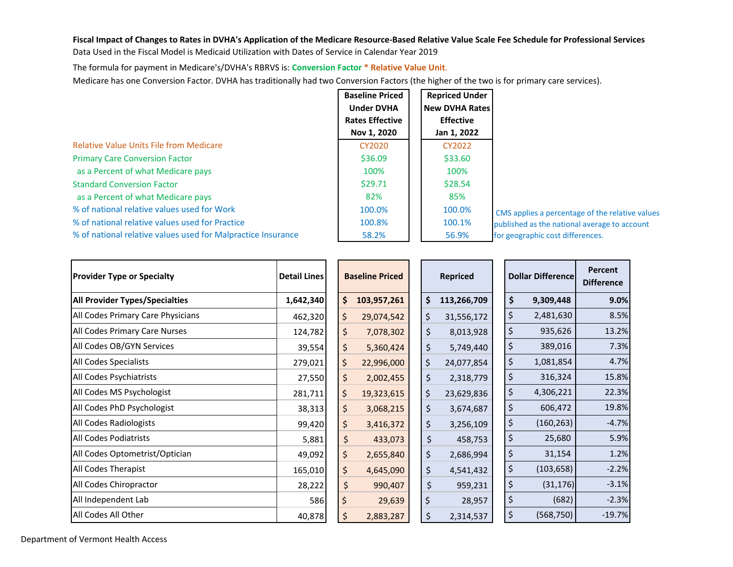**Fiscal Impact of Changes to Rates in DVHA's Application of the Medicare Resource-Based Relative Value Scale Fee Schedule for Professional Services**

Data Used in the Fiscal Model is Medicaid Utilization with Dates of Service in Calendar Year 2019

The formula for payment in Medicare's/DVHA's RBRVS is: **Conversion Factor * Relative Value Unit**.

Medicare has one Conversion Factor. DVHA has traditionally had two Conversion Factors (the higher of the two is for primary care services).

| | Baseline Priced Under DVHA Rates Effective Nov 1, 2020 | Repriced Under New DVHA Rates Effective Jan 1, 2022 |
|---|---|---|
| Relative Value Units File from Medicare | CY2020 | CY2022 |
| Primary Care Conversion Factor | $36.09 | $33.60 |
| as a Percent of what Medicare pays | 100% | 100% |
| Standard Conversion Factor | $29.71 | $28.54 |
| as a Percent of what Medicare pays | 82% | 85% |
| % of national relative values used for Work | 100.0% | 100.0% |
| % of national relative values used for Practice | 100.8% | 100.1% |
| % of national relative values used for Malpractice Insurance | 58.2% | 56.9% |

CMS applies a percentage of the relative values published as the national average to account for geographic cost differences.

| Provider Type or Specialty | Detail Lines | Baseline Priced | Repriced | Dollar Difference | Percent Difference |
|---|---|---|---|---|---|
| **All Provider Types/Specialties** | **1,642,340** | **$ 103,957,261** | **$ 113,266,709** | **$ 9,309,448** | **9.0%** |
| All Codes Primary Care Physicians | 462,320 | $ 29,074,542 | $ 31,556,172 | $ 2,481,630 | 8.5% |
| All Codes Primary Care Nurses | 124,782 | $ 7,078,302 | $ 8,013,928 | $ 935,626 | 13.2% |
| All Codes OB/GYN Services | 39,554 | $ 5,360,424 | $ 5,749,440 | $ 389,016 | 7.3% |
| All Codes Specialists | 279,021 | $ 22,996,000 | $ 24,077,854 | $ 1,081,854 | 4.7% |
| All Codes Psychiatrists | 27,550 | $ 2,002,455 | $ 2,318,779 | $ 316,324 | 15.8% |
| All Codes MS Psychologist | 281,711 | $ 19,323,615 | $ 23,629,836 | $ 4,306,221 | 22.3% |
| All Codes PhD Psychologist | 38,313 | $ 3,068,215 | $ 3,674,687 | $ 606,472 | 19.8% |
| All Codes Radiologists | 99,420 | $ 3,416,372 | $ 3,256,109 | $ (160,263) | -4.7% |
| All Codes Podiatrists | 5,881 | $ 433,073 | $ 458,753 | $ 25,680 | 5.9% |
| All Codes Optometrist/Optician | 49,092 | $ 2,655,840 | $ 2,686,994 | $ 31,154 | 1.2% |
| All Codes Therapist | 165,010 | $ 4,645,090 | $ 4,541,432 | $ (103,658) | -2.2% |
| All Codes Chiropractor | 28,222 | $ 990,407 | $ 959,231 | $ (31,176) | -3.1% |
| All Independent Lab | 586 | $ 29,639 | $ 28,957 | $ (682) | -2.3% |
| All Codes All Other | 40,878 | $ 2,883,287 | $ 2,314,537 | $ (568,750) | -19.7% |

Department of Vermont Health Access